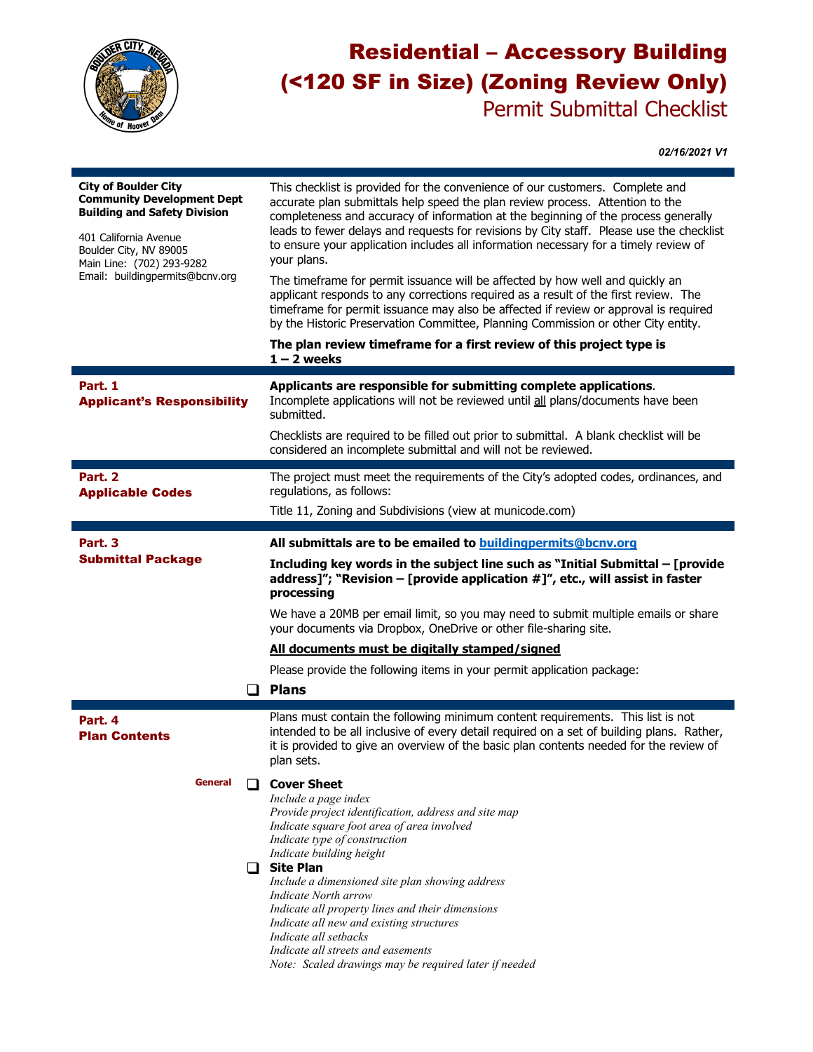# Residential – Accessory Building (<120 SF in Size) (Zoning Review Only)

## Permit Submittal Checklist

*02/16/2021 V1*

**City of Boulder City**
**Community Development Dept**
**Building and Safety Division**

401 California Avenue
Boulder City, NV 89005
Main Line: (702) 293-9282
Email: buildingpermits@bcnv.org

This checklist is provided for the convenience of our customers. Complete and accurate plan submittals help speed the plan review process. Attention to the completeness and accuracy of information at the beginning of the process generally leads to fewer delays and requests for revisions by City staff. Please use the checklist to ensure your application includes all information necessary for a timely review of your plans.

The timeframe for permit issuance will be affected by how well and quickly an applicant responds to any corrections required as a result of the first review. The timeframe for permit issuance may also be affected if review or approval is required by the Historic Preservation Committee, Planning Commission or other City entity.

**The plan review timeframe for a first review of this project type is 1 – 2 weeks**

## Part. 1 Applicant's Responsibility

**Applicants are responsible for submitting complete applications**. Incomplete applications will not be reviewed until all plans/documents have been submitted.

Checklists are required to be filled out prior to submittal. A blank checklist will be considered an incomplete submittal and will not be reviewed.

## Part. 2 Applicable Codes

The project must meet the requirements of the City's adopted codes, ordinances, and regulations, as follows:

Title 11, Zoning and Subdivisions (view at municode.com)

## Part. 3 Submittal Package

**All submittals are to be emailed to buildingpermits@bcnv.org**

**Including key words in the subject line such as "Initial Submittal – [provide address]"; "Revision – [provide application #]", etc., will assist in faster processing**

We have a 20MB per email limit, so you may need to submit multiple emails or share your documents via Dropbox, OneDrive or other file-sharing site.

**All documents must be digitally stamped/signed**

Please provide the following items in your permit application package:

- ❑ **Plans**

## Part. 4 Plan Contents

Plans must contain the following minimum content requirements. This list is not intended to be all inclusive of every detail required on a set of building plans. Rather, it is provided to give an overview of the basic plan contents needed for the review of plan sets.

**General**

- ❑ **Cover Sheet**
  *Include a page index*
  *Provide project identification, address and site map*
  *Indicate square foot area of area involved*
  *Indicate type of construction*
  *Indicate building height*
- ❑ **Site Plan**
  *Include a dimensioned site plan showing address*
  *Indicate North arrow*
  *Indicate all property lines and their dimensions*
  *Indicate all new and existing structures*
  *Indicate all setbacks*
  *Indicate all streets and easements*
  *Note: Scaled drawings may be required later if needed*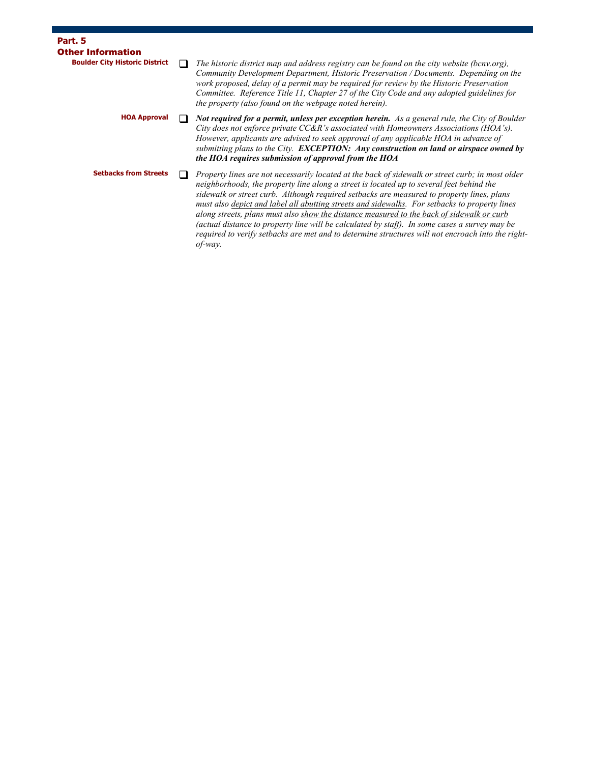## Part. 5
## Other Information

**Boulder City Historic District**

- [ ] *The historic district map and address registry can be found on the city website (bcnv.org), Community Development Department, Historic Preservation / Documents. Depending on the work proposed, delay of a permit may be required for review by the Historic Preservation Committee. Reference Title 11, Chapter 27 of the City Code and any adopted guidelines for the property (also found on the webpage noted herein).*

**HOA Approval**

- [ ] ***Not required for a permit, unless per exception herein.*** *As a general rule, the City of Boulder City does not enforce private CC&R's associated with Homeowners Associations (HOA's). However, applicants are advised to seek approval of any applicable HOA in advance of submitting plans to the City.* ***EXCEPTION: Any construction on land or airspace owned by the HOA requires submission of approval from the HOA***

**Setbacks from Streets**

- [ ] *Property lines are not necessarily located at the back of sidewalk or street curb; in most older neighborhoods, the property line along a street is located up to several feet behind the sidewalk or street curb. Although required setbacks are measured to property lines, plans must also <u>depict and label all abutting streets and sidewalks</u>. For setbacks to property lines along streets, plans must also <u>show the distance measured to the back of sidewalk or curb</u> (actual distance to property line will be calculated by staff). In some cases a survey may be required to verify setbacks are met and to determine structures will not encroach into the right-of-way.*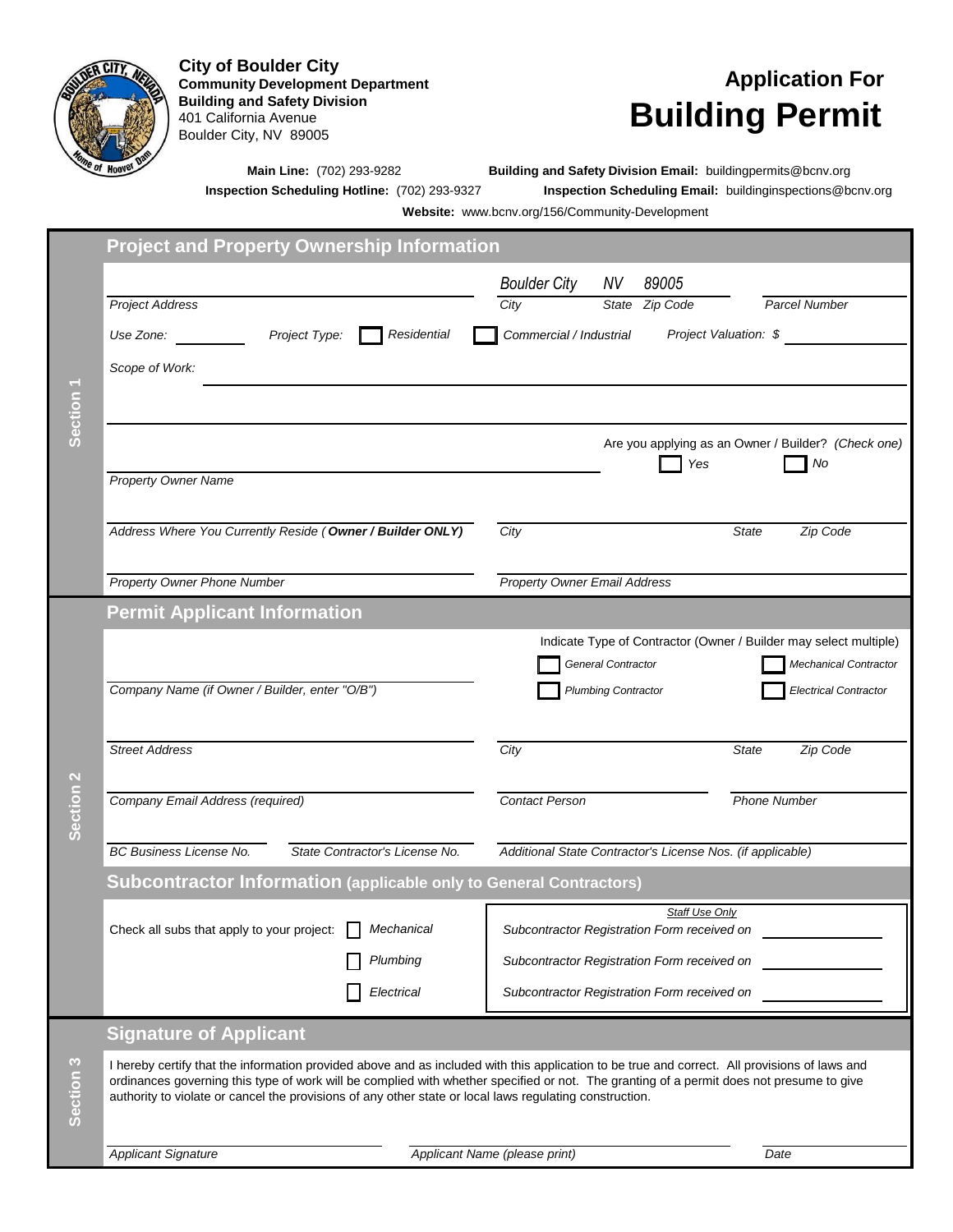**City of Boulder City**
**Community Development Department**
**Building and Safety Division**
401 California Avenue
Boulder City, NV 89005

# Application For Building Permit

**Main Line:** (702) 293-9282 **Building and Safety Division Email:** buildingpermits@bcnv.org
**Inspection Scheduling Hotline:** (702) 293-9327 **Inspection Scheduling Email:** buildinginspections@bcnv.org
**Website:** www.bcnv.org/156/Community-Development

## Section 1

### Project and Property Ownership Information

Project Address: ____________ | City: *Boulder City* | State: *NV* | Zip Code: *89005* | Parcel Number: ____________

Use Zone: ________ Project Type: ☐ Residential ☐ Commercial / Industrial Project Valuation: $ ________

Scope of Work: ____________________________________________

Are you applying as an Owner / Builder? *(Check one)* ☐ Yes ☐ No

Property Owner Name: ____________

Address Where You Currently Reside (***Owner / Builder ONLY***): ____________ | City: ________ | State: ____ | Zip Code: ____

Property Owner Phone Number: ____________ | Property Owner Email Address: ____________

## Section 2

### Permit Applicant Information

Company Name (if Owner / Builder, enter "O/B"): ____________

Indicate Type of Contractor (Owner / Builder may select multiple)
☐ General Contractor ☐ Mechanical Contractor
☐ Plumbing Contractor ☐ Electrical Contractor

Street Address: ____________ | City: ________ | State: ____ | Zip Code: ____

Company Email Address (required): ____________ | Contact Person: ____________ | Phone Number: ____________

BC Business License No.: ________ | State Contractor's License No.: ________ | Additional State Contractor's License Nos. (if applicable): ________

### Subcontractor Information (applicable only to General Contractors)

Check all subs that apply to your project:
☐ Mechanical
☐ Plumbing
☐ Electrical

*Staff Use Only*
Subcontractor Registration Form received on ____________
Subcontractor Registration Form received on ____________
Subcontractor Registration Form received on ____________

## Section 3

### Signature of Applicant

I hereby certify that the information provided above and as included with this application to be true and correct. All provisions of laws and ordinances governing this type of work will be complied with whether specified or not. The granting of a permit does not presume to give authority to violate or cancel the provisions of any other state or local laws regulating construction.

Applicant Signature: ____________ | Applicant Name (please print): ____________ | Date: ________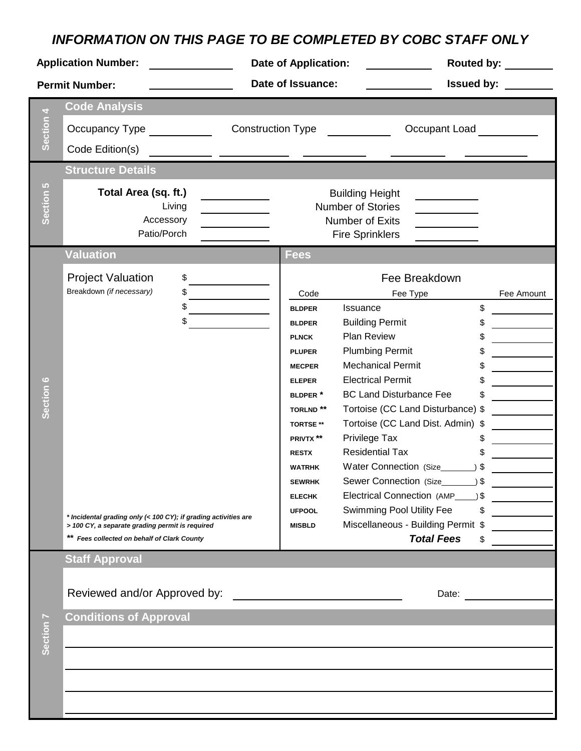# INFORMATION ON THIS PAGE TO BE COMPLETED BY COBC STAFF ONLY

**Application Number:** ______________ **Date of Application:** ___________ **Routed by:** ________

**Permit Number:** ______________ **Date of Issuance:** ___________ **Issued by:** ________

## Section 4

### Code Analysis

Occupancy Type ___________ Construction Type ___________ Occupant Load ___________

Code Edition(s) ___________ ___________ ___________ ___________ ___________

## Section 5

### Structure Details

**Total Area (sq. ft.)** ___________

Living ___________

Accessory ___________

Patio/Porch ___________

Building Height ___________

Number of Stories ___________

Number of Exits ___________

Fire Sprinklers ___________

## Section 6

### Valuation

Project Valuation $ ___________

Breakdown *(if necessary)* $ ___________

$ ___________

$ ___________

***\* Incidental grading only (< 100 CY); if grading activities are > 100 CY, a separate grading permit is required***

***\*\* Fees collected on behalf of Clark County***

### Fees

Fee Breakdown

| Code | Fee Type | Fee Amount |
|---|---|---|
| **BLDPER** | Issuance | $ |
| **BLDPER** | Building Permit | $ |
| **PLNCK** | Plan Review | $ |
| **PLUPER** | Plumbing Permit | $ |
| **MECPER** | Mechanical Permit | $ |
| **ELEPER** | Electrical Permit | $ |
| **BLDPER \*** | BC Land Disturbance Fee | $ |
| **TORLND \*\*** | Tortoise (CC Land Disturbance) | $ |
| **TORTSE \*\*** | Tortoise (CC Land Dist. Admin) | $ |
| **PRIVTX \*\*** | Privilege Tax | $ |
| **RESTX** | Residential Tax | $ |
| **WATRHK** | Water Connection (Size_______) | $ |
| **SEWRHK** | Sewer Connection (Size_______) | $ |
| **ELECHK** | Electrical Connection (AMP____) | $ |
| **UFPOOL** | Swimming Pool Utility Fee | $ |
| **MISBLD** | Miscellaneous - Building Permit | $ |
| | ***Total Fees*** | $ |

## Section 7

### Staff Approval

Reviewed and/or Approved by: ____________________________ Date: ______________

### Conditions of Approval

_______________________________________________________________

_______________________________________________________________

_______________________________________________________________

_______________________________________________________________